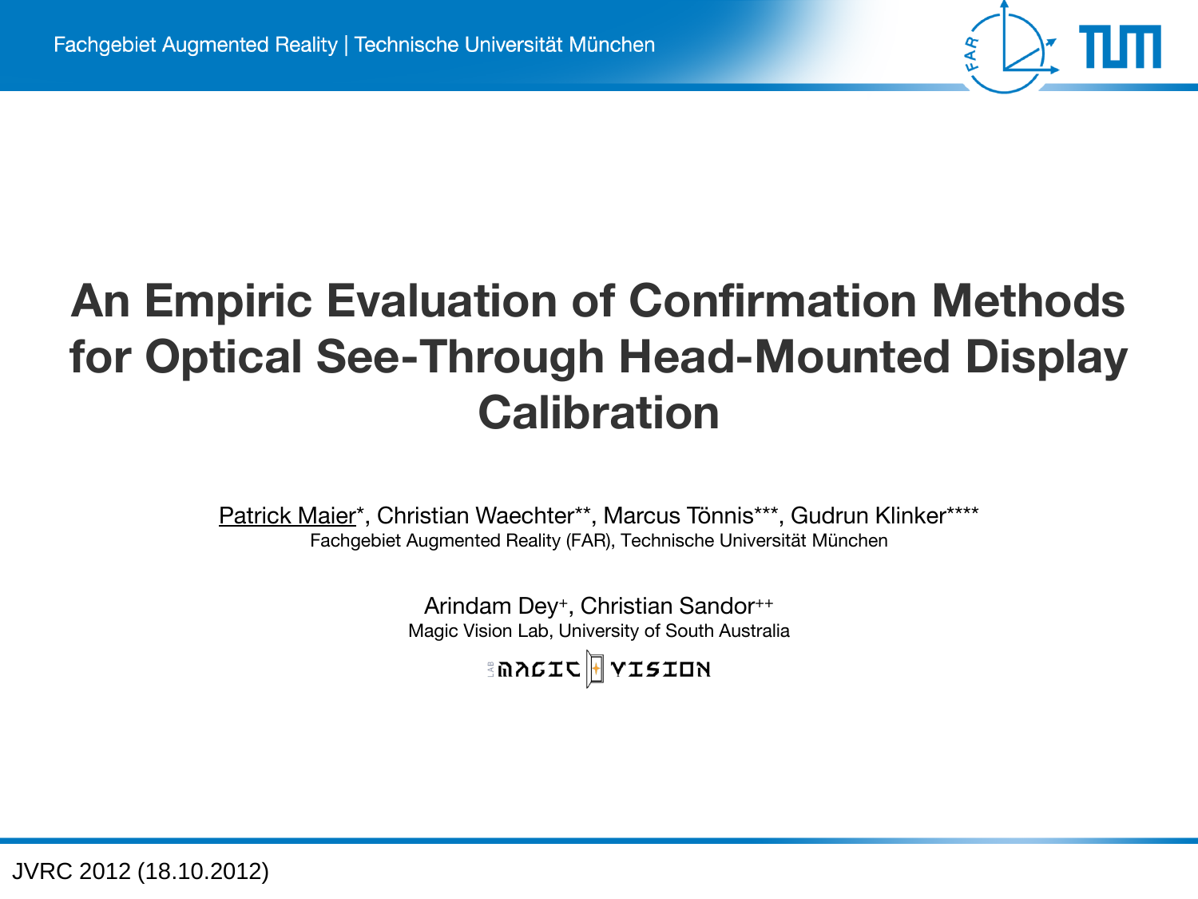# An Empiric Evaluation of Confirmation Methods for Optical See-Through Head-Mounted Display Calibration

Patrick Maier*, Christian Waechter**, Marcus Tönnis***, Gudrun Klinker****

Fachgebiet Augmented Reality (FAR), Technische Universität München

Arindam Dey[+], Christian Sandor[++]

Magic Vision Lab, University of South Australia

JVRC 2012 (18.10.2012)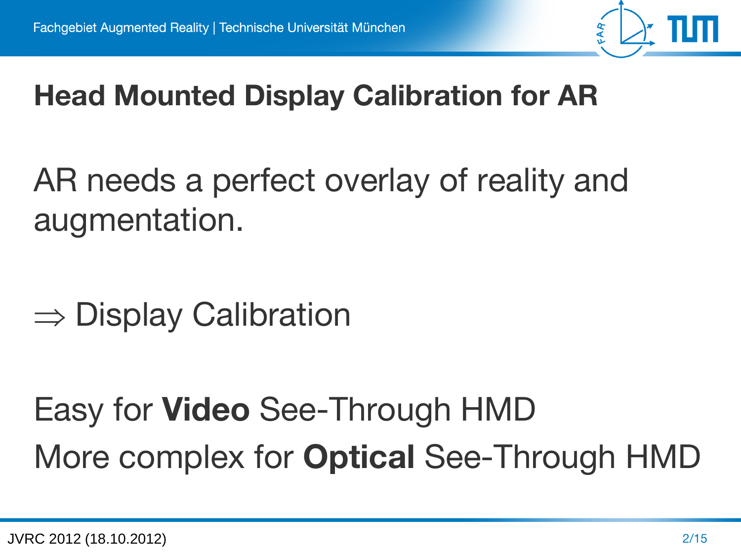# Head Mounted Display Calibration for AR

AR needs a perfect overlay of reality and augmentation.

$\Rightarrow$ Display Calibration

Easy for **Video** See-Through HMD

More complex for **Optical** See-Through HMD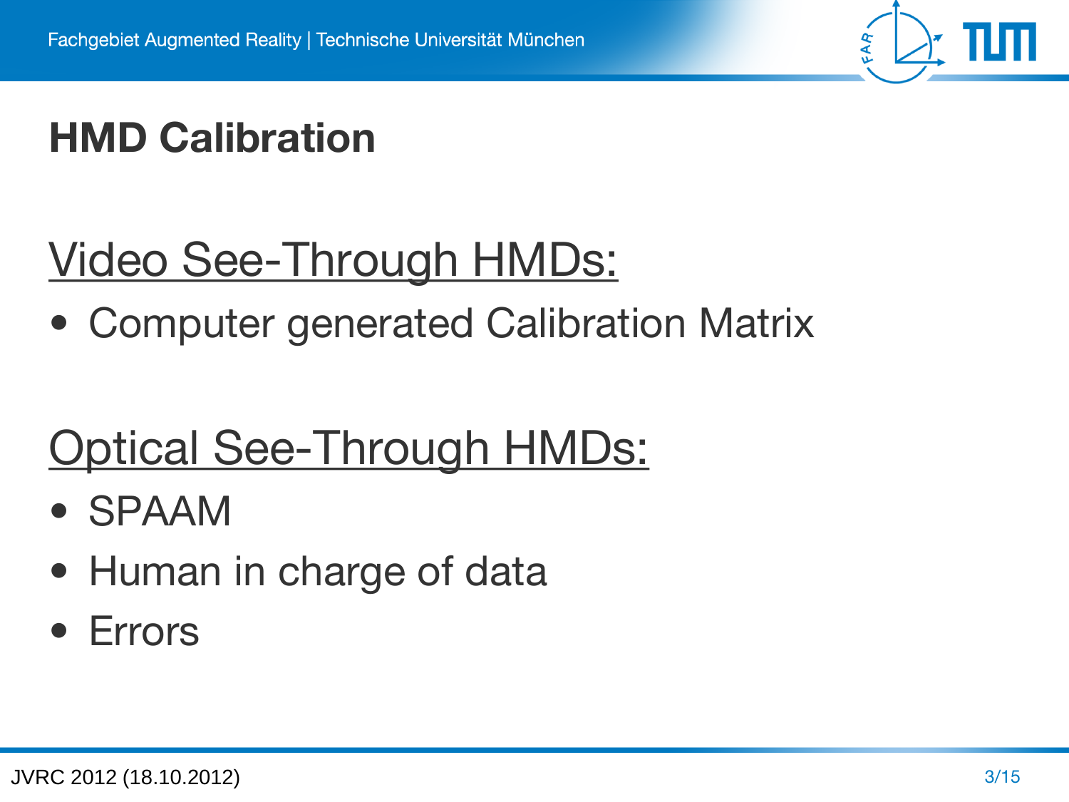# HMD Calibration

## Video See-Through HMDs:

- Computer generated Calibration Matrix

## Optical See-Through HMDs:

- SPAAM
- Human in charge of data
- Errors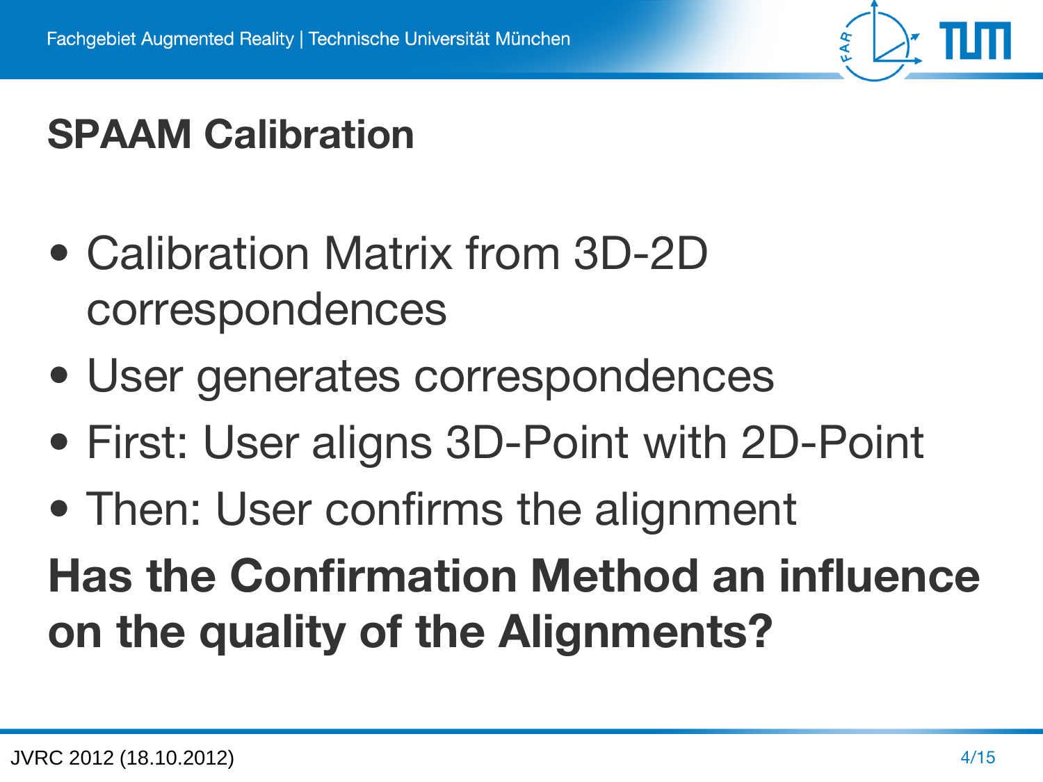# SPAAM Calibration

- Calibration Matrix from 3D-2D correspondences
- User generates correspondences
- First: User aligns 3D-Point with 2D-Point
- Then: User confirms the alignment

**Has the Confirmation Method an influence on the quality of the Alignments?**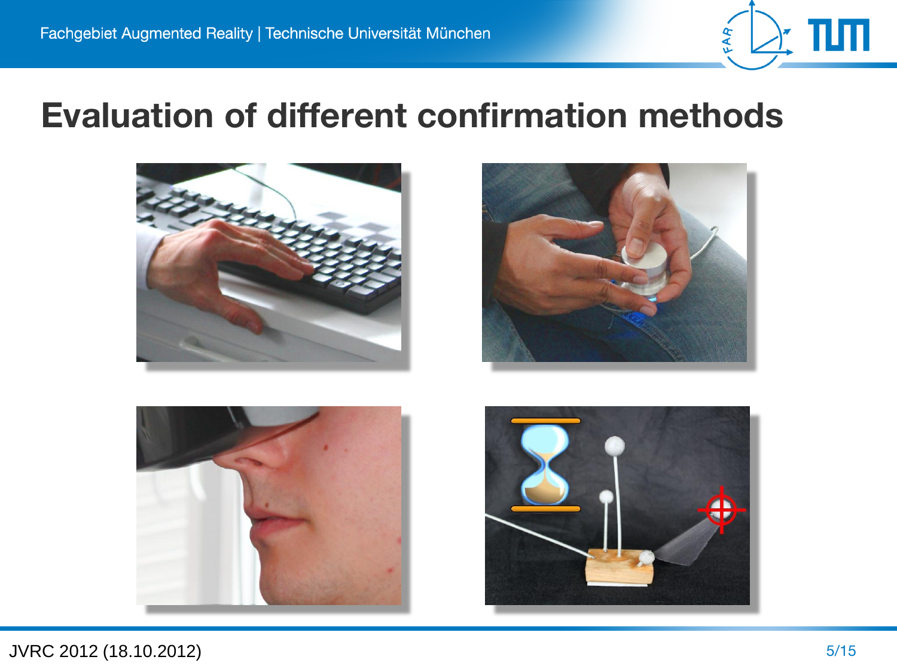# Evaluation of different confirmation methods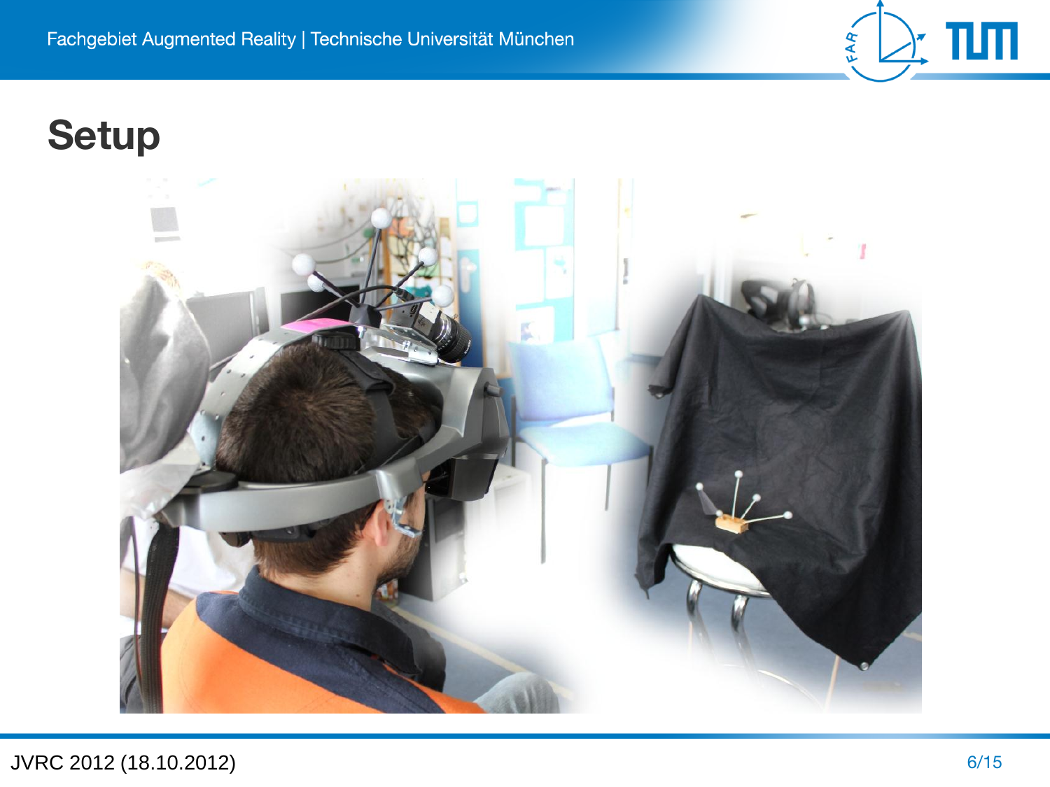# Setup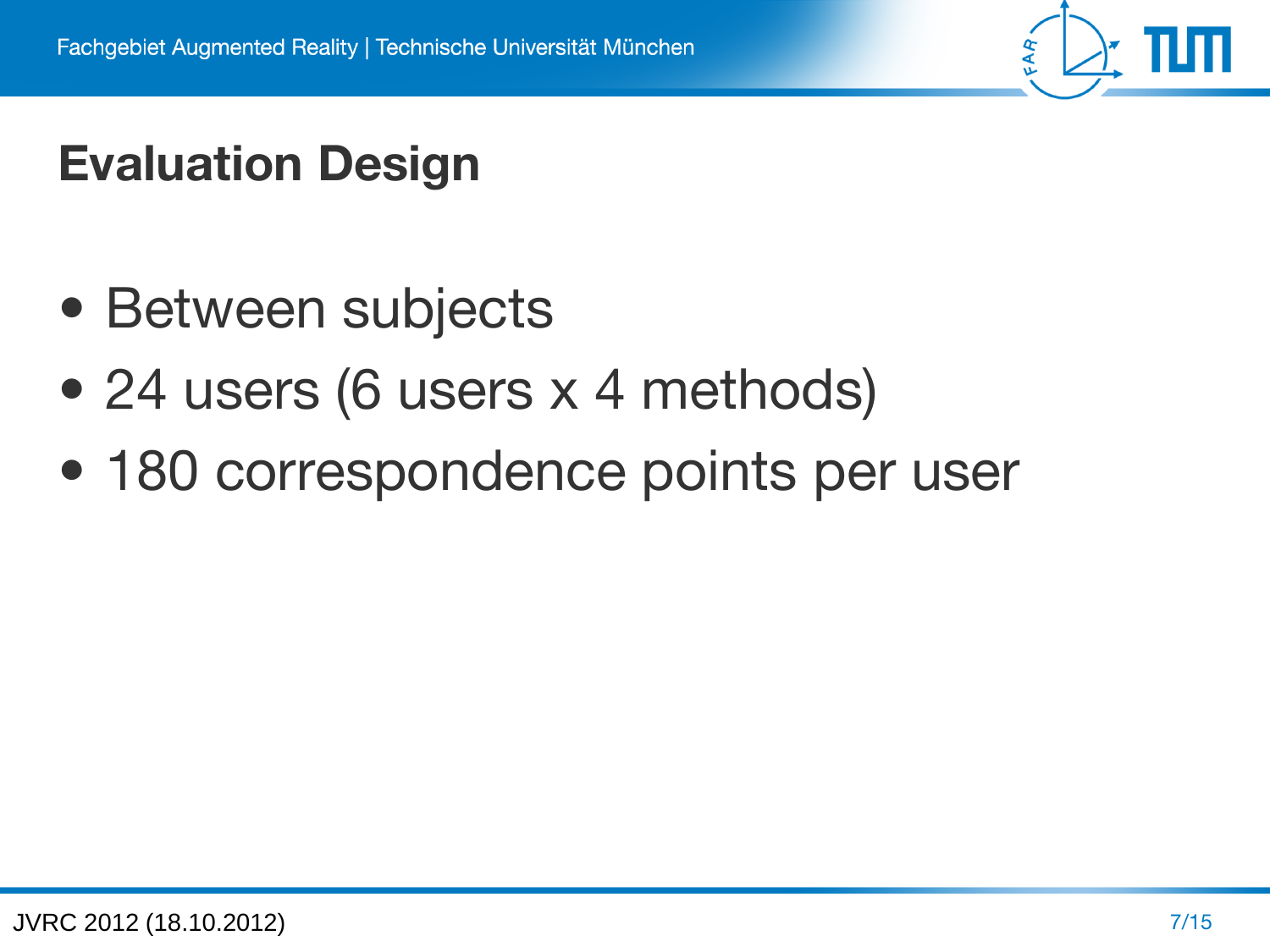# Evaluation Design

- Between subjects
- 24 users (6 users x 4 methods)
- 180 correspondence points per user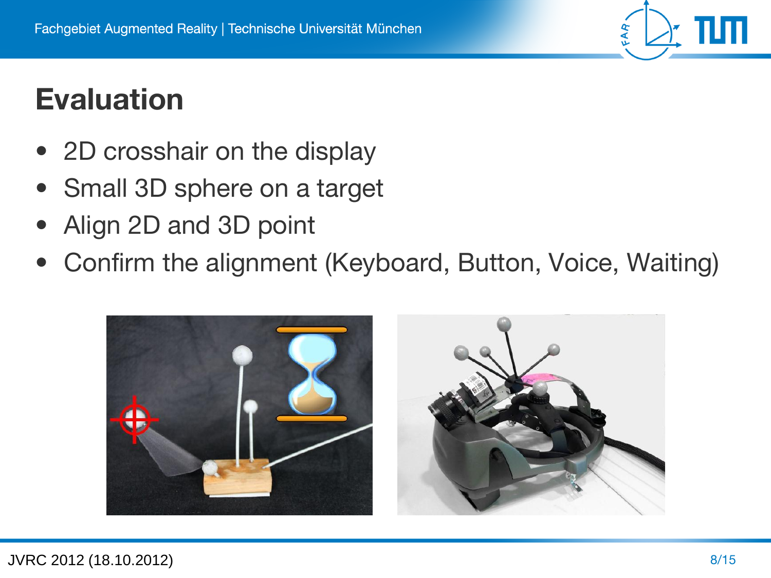# Evaluation

- 2D crosshair on the display
- Small 3D sphere on a target
- Align 2D and 3D point
- Confirm the alignment (Keyboard, Button, Voice, Waiting)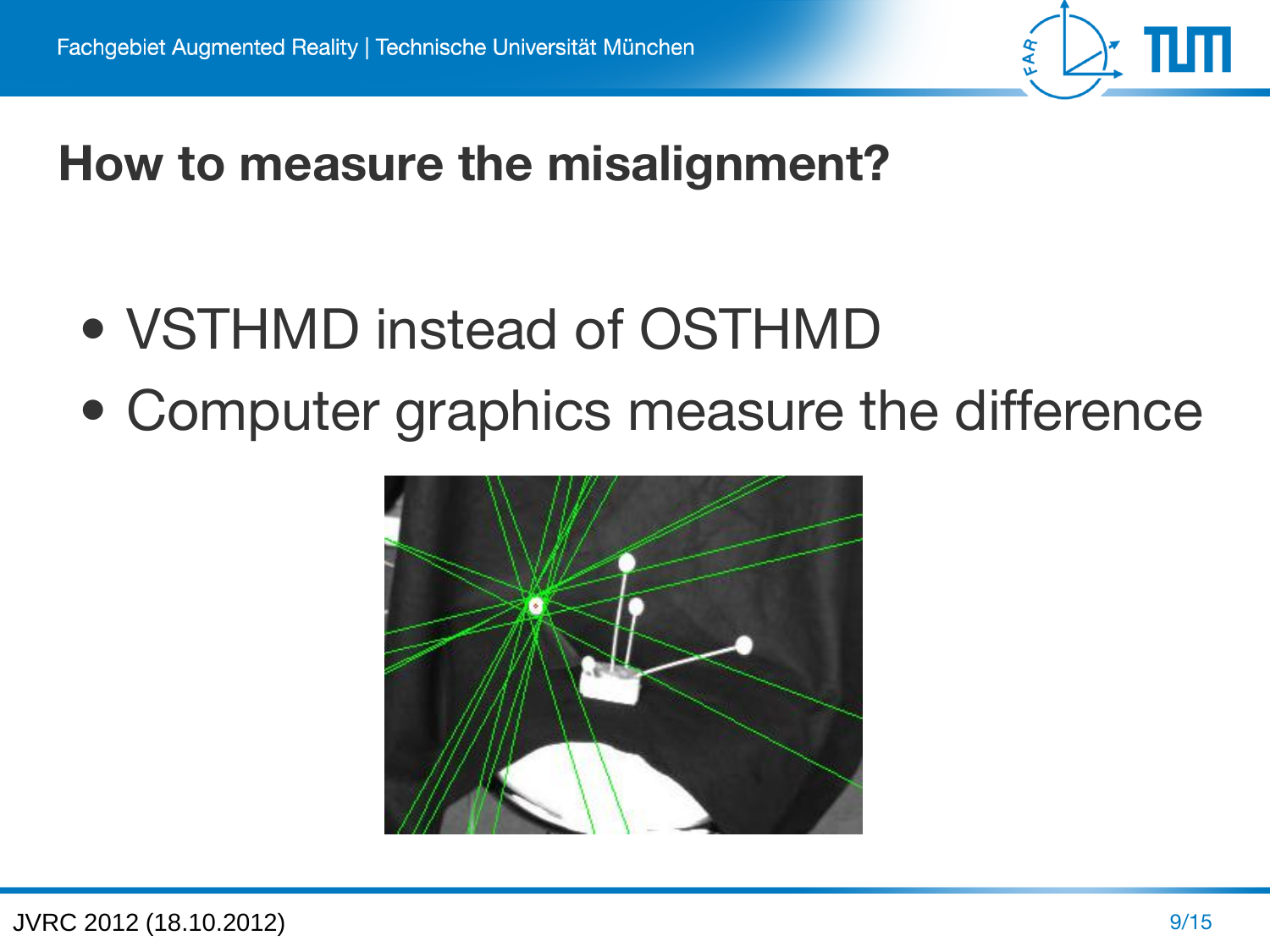# How to measure the misalignment?

- VSTHMD instead of OSTHMD
- Computer graphics measure the difference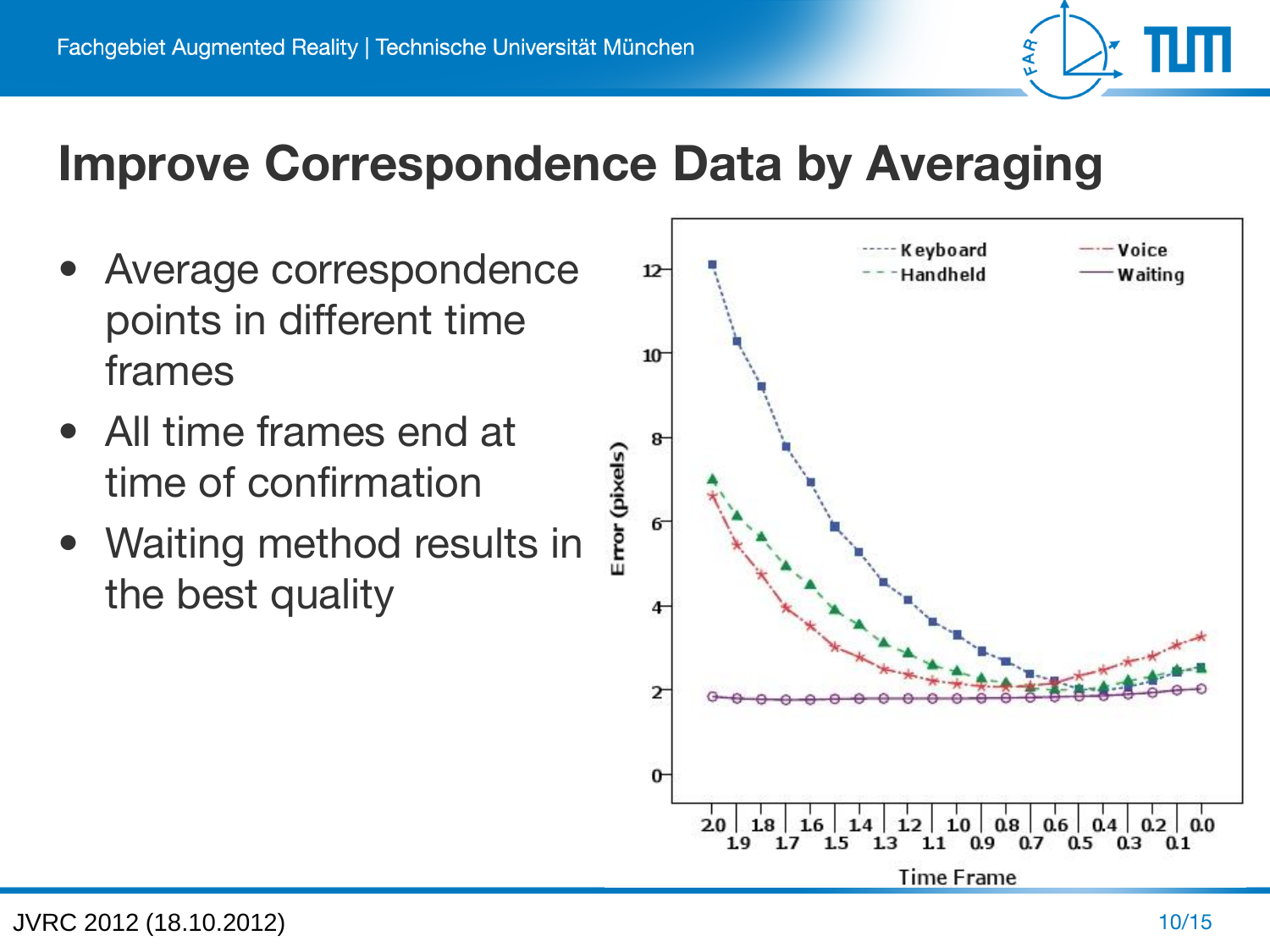# Improve Correspondence Data by Averaging

- Average correspondence points in different time frames
- All time frames end at time of confirmation
- Waiting method results in the best quality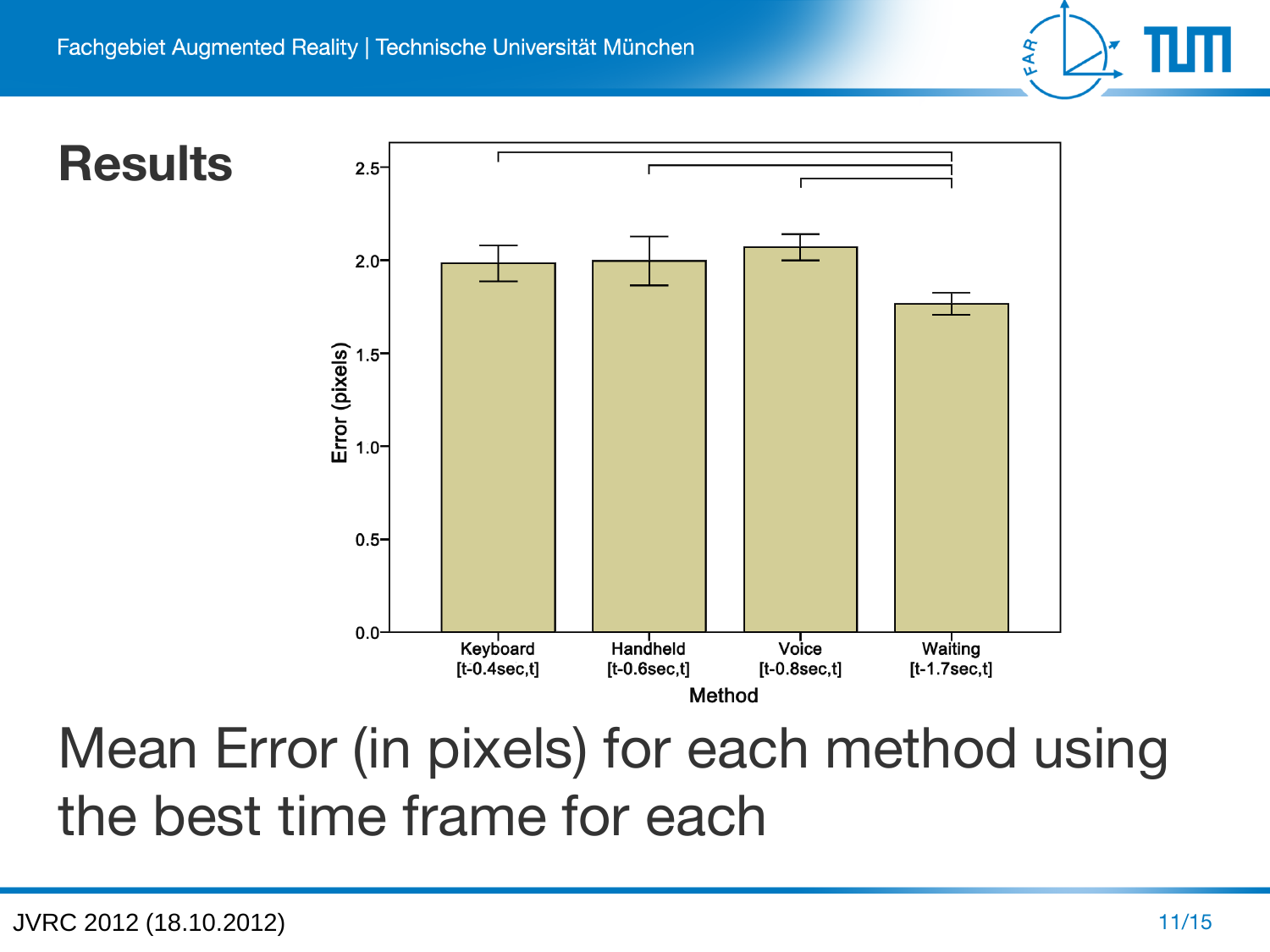# Results

Error (pixels)

| Method | Time frame |
|---|---|
| Keyboard | [t-0.4sec,t] |
| Handheld | [t-0.6sec,t] |
| Voice | [t-0.8sec,t] |
| Waiting | [t-1.7sec,t] |

Method

Mean Error (in pixels) for each method using the best time frame for each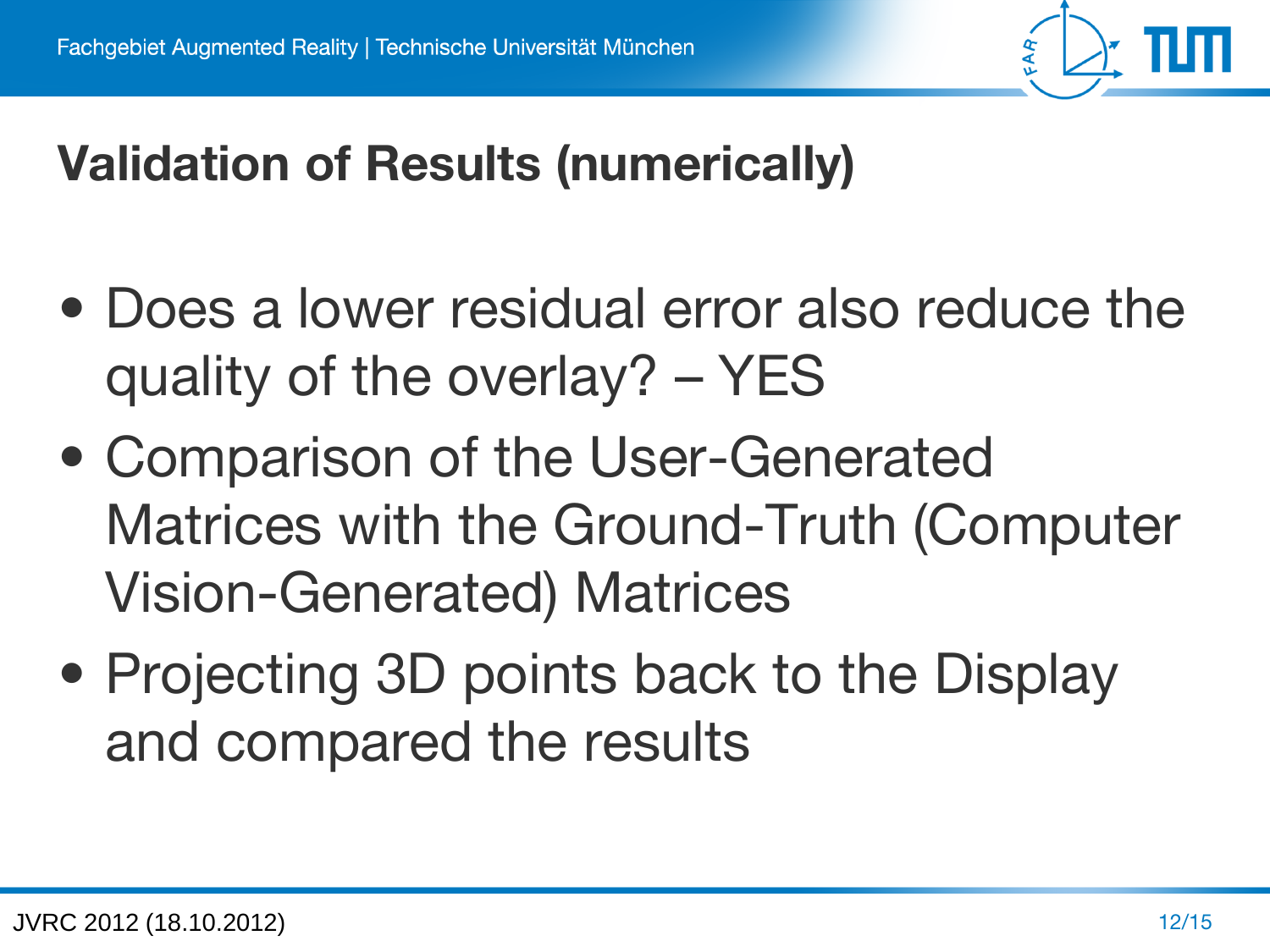# Validation of Results (numerically)

- Does a lower residual error also reduce the quality of the overlay? – YES
- Comparison of the User-Generated Matrices with the Ground-Truth (Computer Vision-Generated) Matrices
- Projecting 3D points back to the Display and compared the results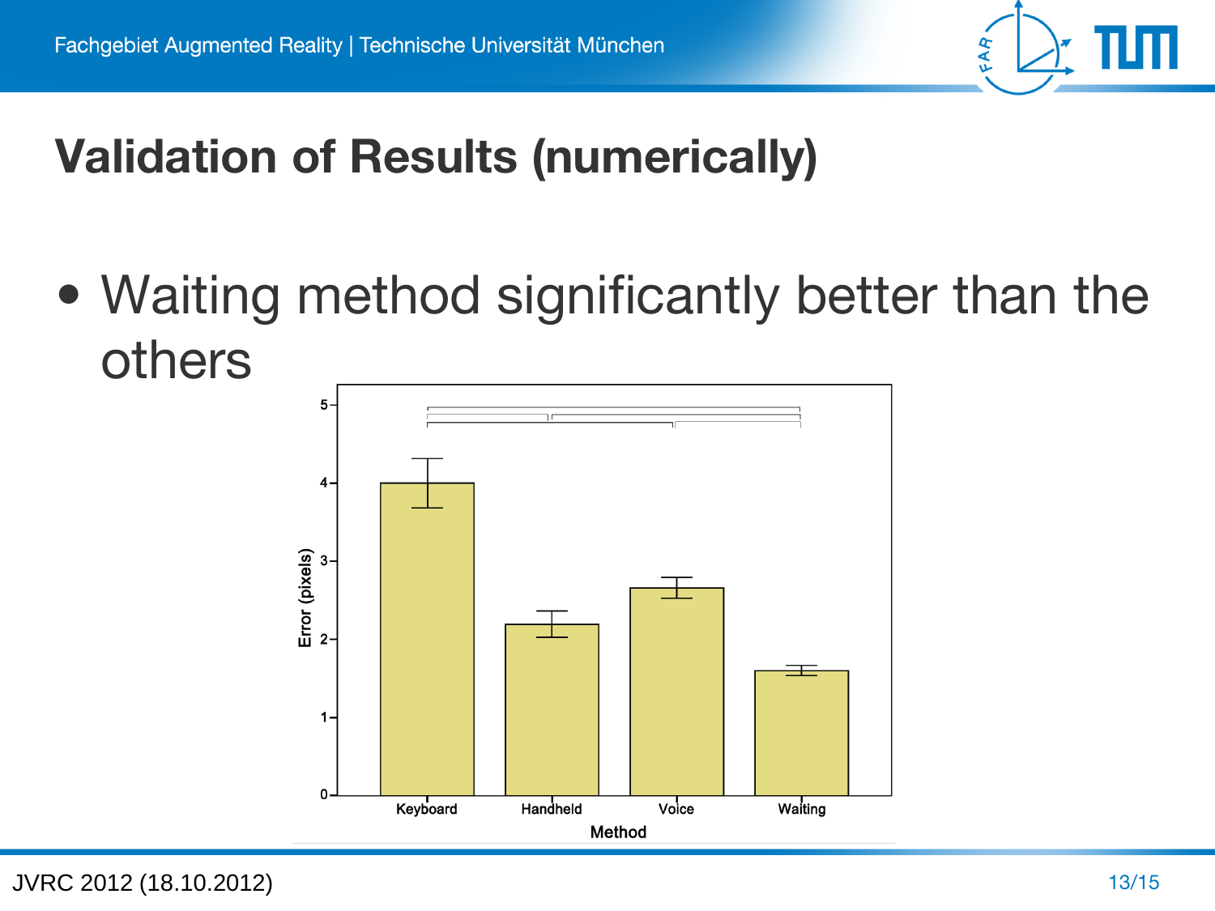# Validation of Results (numerically)

- Waiting method significantly better than the others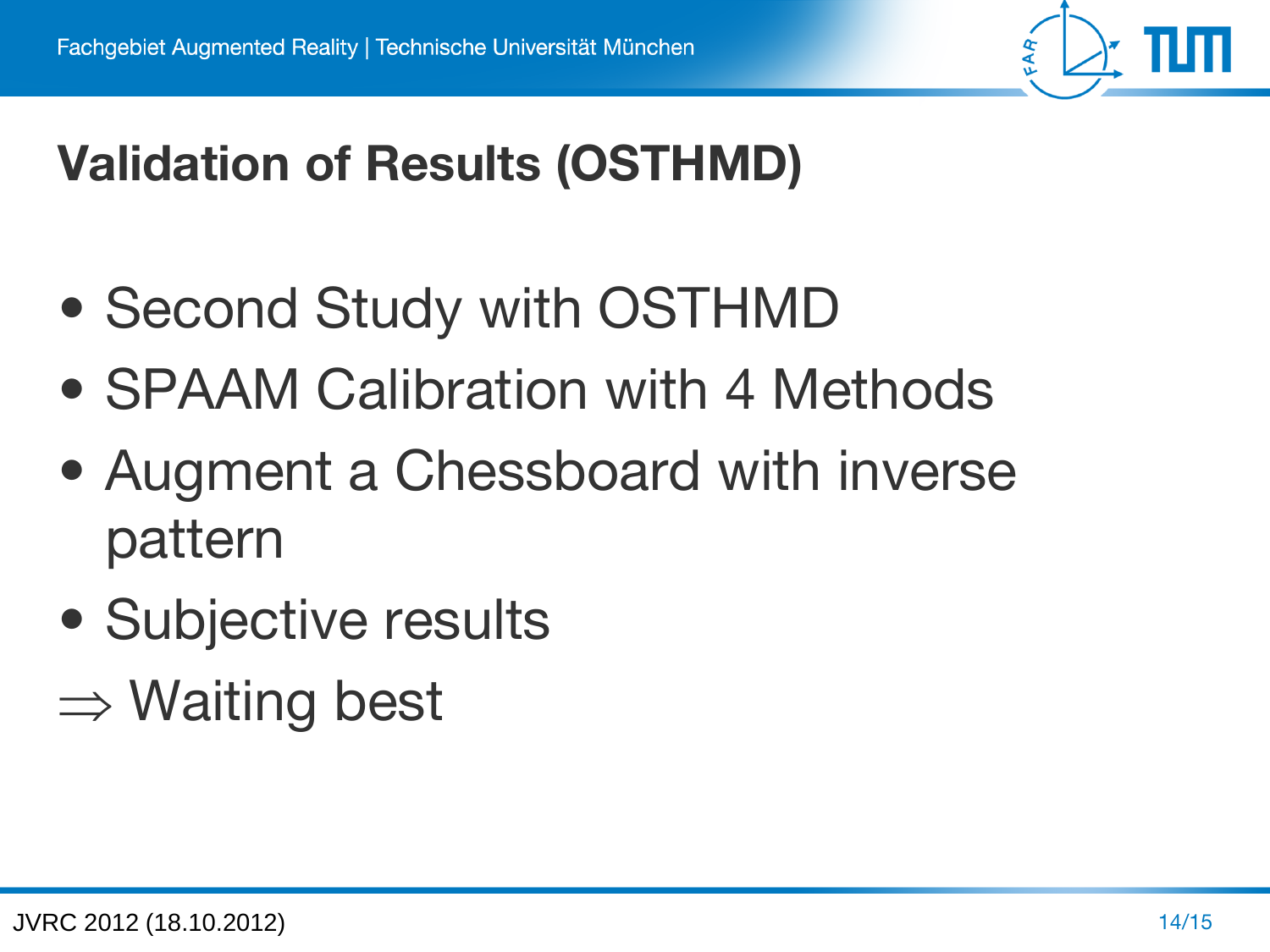# Validation of Results (OSTHMD)

- Second Study with OSTHMD
- SPAAM Calibration with 4 Methods
- Augment a Chessboard with inverse pattern
- Subjective results

$\Rightarrow$ Waiting best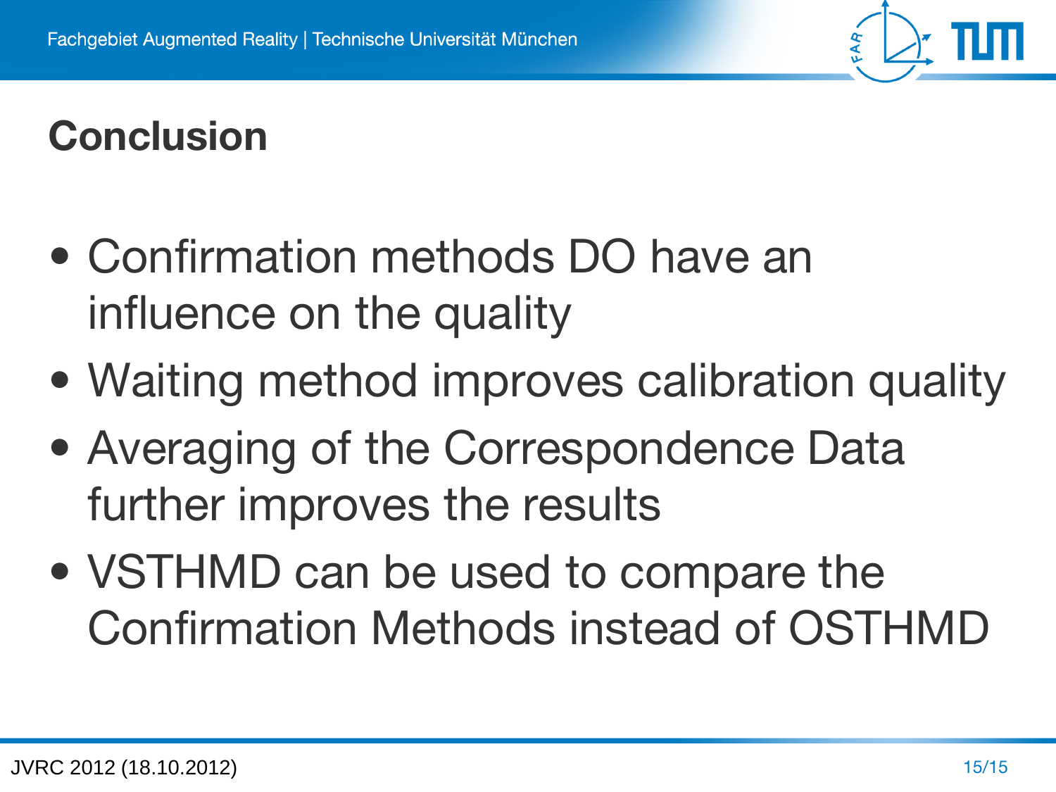# Conclusion

- Confirmation methods DO have an influence on the quality
- Waiting method improves calibration quality
- Averaging of the Correspondence Data further improves the results
- VSTHMD can be used to compare the Confirmation Methods instead of OSTHMD